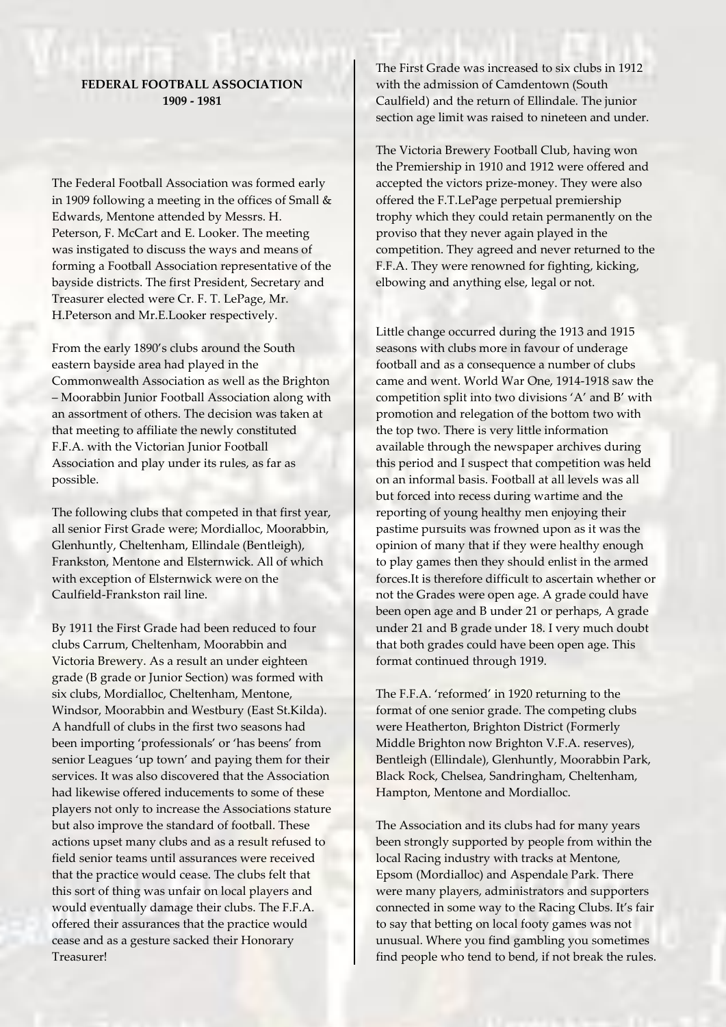**FEDERAL FOOTBALL ASSOCIATION**
**1909 - 1981**

The Federal Football Association was formed early in 1909 following a meeting in the offices of Small & Edwards, Mentone attended by Messrs. H. Peterson, F. McCart and E. Looker. The meeting was instigated to discuss the ways and means of forming a Football Association representative of the bayside districts. The first President, Secretary and Treasurer elected were Cr. F. T. LePage, Mr. H.Peterson and Mr.E.Looker respectively.

From the early 1890's clubs around the South eastern bayside area had played in the Commonwealth Association as well as the Brighton – Moorabbin Junior Football Association along with an assortment of others. The decision was taken at that meeting to affiliate the newly constituted F.F.A. with the Victorian Junior Football Association and play under its rules, as far as possible.

The following clubs that competed in that first year, all senior First Grade were; Mordialloc, Moorabbin, Glenhuntly, Cheltenham, Ellindale (Bentleigh), Frankston, Mentone and Elsternwick. All of which with exception of Elsternwick were on the Caulfield-Frankston rail line.

By 1911 the First Grade had been reduced to four clubs Carrum, Cheltenham, Moorabbin and Victoria Brewery. As a result an under eighteen grade (B grade or Junior Section) was formed with six clubs, Mordialloc, Cheltenham, Mentone, Windsor, Moorabbin and Westbury (East St.Kilda). A handfull of clubs in the first two seasons had been importing 'professionals' or 'has beens' from senior Leagues 'up town' and paying them for their services. It was also discovered that the Association had likewise offered inducements to some of these players not only to increase the Associations stature but also improve the standard of football. These actions upset many clubs and as a result refused to field senior teams until assurances were received that the practice would cease. The clubs felt that this sort of thing was unfair on local players and would eventually damage their clubs. The F.F.A. offered their assurances that the practice would cease and as a gesture sacked their Honorary Treasurer!

The First Grade was increased to six clubs in 1912 with the admission of Camdentown (South Caulfield) and the return of Ellindale. The junior section age limit was raised to nineteen and under.

The Victoria Brewery Football Club, having won the Premiership in 1910 and 1912 were offered and accepted the victors prize-money. They were also offered the F.T.LePage perpetual premiership trophy which they could retain permanently on the proviso that they never again played in the competition. They agreed and never returned to the F.F.A. They were renowned for fighting, kicking, elbowing and anything else, legal or not.

Little change occurred during the 1913 and 1915 seasons with clubs more in favour of underage football and as a consequence a number of clubs came and went. World War One, 1914-1918 saw the competition split into two divisions 'A' and B' with promotion and relegation of the bottom two with the top two. There is very little information available through the newspaper archives during this period and I suspect that competition was held on an informal basis. Football at all levels was all but forced into recess during wartime and the reporting of young healthy men enjoying their pastime pursuits was frowned upon as it was the opinion of many that if they were healthy enough to play games then they should enlist in the armed forces.It is therefore difficult to ascertain whether or not the Grades were open age. A grade could have been open age and B under 21 or perhaps, A grade under 21 and B grade under 18. I very much doubt that both grades could have been open age. This format continued through 1919.

The F.F.A. 'reformed' in 1920 returning to the format of one senior grade. The competing clubs were Heatherton, Brighton District (Formerly Middle Brighton now Brighton V.F.A. reserves), Bentleigh (Ellindale), Glenhuntly, Moorabbin Park, Black Rock, Chelsea, Sandringham, Cheltenham, Hampton, Mentone and Mordialloc.

The Association and its clubs had for many years been strongly supported by people from within the local Racing industry with tracks at Mentone, Epsom (Mordialloc) and Aspendale Park. There were many players, administrators and supporters connected in some way to the Racing Clubs. It's fair to say that betting on local footy games was not unusual. Where you find gambling you sometimes find people who tend to bend, if not break the rules.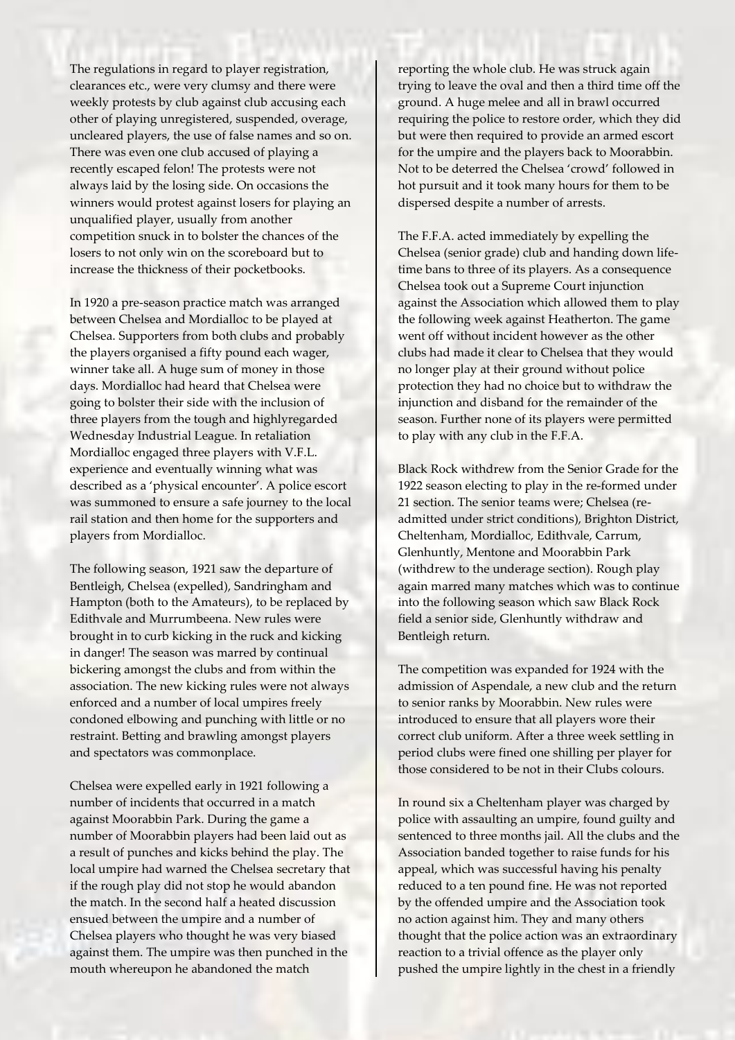The regulations in regard to player registration, clearances etc., were very clumsy and there were weekly protests by club against club accusing each other of playing unregistered, suspended, overage, uncleared players, the use of false names and so on. There was even one club accused of playing a recently escaped felon! The protests were not always laid by the losing side. On occasions the winners would protest against losers for playing an unqualified player, usually from another competition snuck in to bolster the chances of the losers to not only win on the scoreboard but to increase the thickness of their pocketbooks.

In 1920 a pre-season practice match was arranged between Chelsea and Mordialloc to be played at Chelsea. Supporters from both clubs and probably the players organised a fifty pound each wager, winner take all. A huge sum of money in those days. Mordialloc had heard that Chelsea were going to bolster their side with the inclusion of three players from the tough and highlyregarded Wednesday Industrial League. In retaliation Mordialloc engaged three players with V.F.L. experience and eventually winning what was described as a 'physical encounter'. A police escort was summoned to ensure a safe journey to the local rail station and then home for the supporters and players from Mordialloc.

The following season, 1921 saw the departure of Bentleigh, Chelsea (expelled), Sandringham and Hampton (both to the Amateurs), to be replaced by Edithvale and Murrumbeena. New rules were brought in to curb kicking in the ruck and kicking in danger! The season was marred by continual bickering amongst the clubs and from within the association. The new kicking rules were not always enforced and a number of local umpires freely condoned elbowing and punching with little or no restraint. Betting and brawling amongst players and spectators was commonplace.

Chelsea were expelled early in 1921 following a number of incidents that occurred in a match against Moorabbin Park. During the game a number of Moorabbin players had been laid out as a result of punches and kicks behind the play. The local umpire had warned the Chelsea secretary that if the rough play did not stop he would abandon the match. In the second half a heated discussion ensued between the umpire and a number of Chelsea players who thought he was very biased against them. The umpire was then punched in the mouth whereupon he abandoned the match reporting the whole club. He was struck again trying to leave the oval and then a third time off the ground. A huge melee and all in brawl occurred requiring the police to restore order, which they did but were then required to provide an armed escort for the umpire and the players back to Moorabbin. Not to be deterred the Chelsea 'crowd' followed in hot pursuit and it took many hours for them to be dispersed despite a number of arrests.

The F.F.A. acted immediately by expelling the Chelsea (senior grade) club and handing down life-time bans to three of its players. As a consequence Chelsea took out a Supreme Court injunction against the Association which allowed them to play the following week against Heatherton. The game went off without incident however as the other clubs had made it clear to Chelsea that they would no longer play at their ground without police protection they had no choice but to withdraw the injunction and disband for the remainder of the season. Further none of its players were permitted to play with any club in the F.F.A.

Black Rock withdrew from the Senior Grade for the 1922 season electing to play in the re-formed under 21 section. The senior teams were; Chelsea (re-admitted under strict conditions), Brighton District, Cheltenham, Mordialloc, Edithvale, Carrum, Glenhuntly, Mentone and Moorabbin Park (withdrew to the underage section). Rough play again marred many matches which was to continue into the following season which saw Black Rock field a senior side, Glenhuntly withdraw and Bentleigh return.

The competition was expanded for 1924 with the admission of Aspendale, a new club and the return to senior ranks by Moorabbin. New rules were introduced to ensure that all players wore their correct club uniform. After a three week settling in period clubs were fined one shilling per player for those considered to be not in their Clubs colours.

In round six a Cheltenham player was charged by police with assaulting an umpire, found guilty and sentenced to three months jail. All the clubs and the Association banded together to raise funds for his appeal, which was successful having his penalty reduced to a ten pound fine. He was not reported by the offended umpire and the Association took no action against him. They and many others thought that the police action was an extraordinary reaction to a trivial offence as the player only pushed the umpire lightly in the chest in a friendly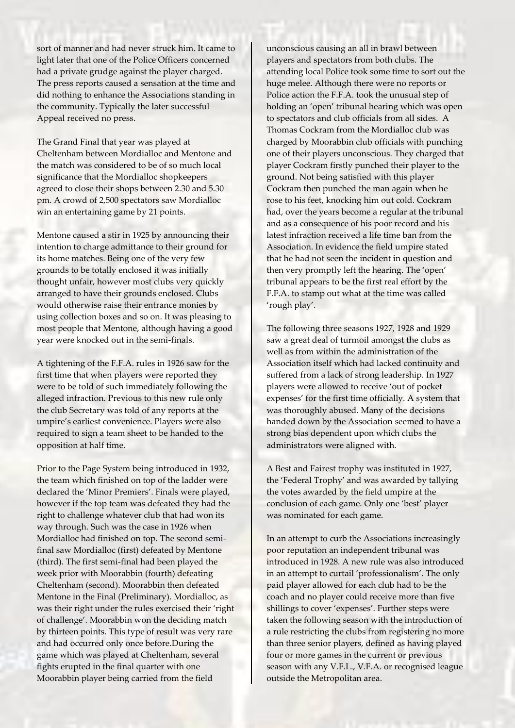sort of manner and had never struck him. It came to light later that one of the Police Officers concerned had a private grudge against the player charged. The press reports caused a sensation at the time and did nothing to enhance the Associations standing in the community. Typically the later successful Appeal received no press.

The Grand Final that year was played at Cheltenham between Mordialloc and Mentone and the match was considered to be of so much local significance that the Mordialloc shopkeepers agreed to close their shops between 2.30 and 5.30 pm. A crowd of 2,500 spectators saw Mordialloc win an entertaining game by 21 points.

Mentone caused a stir in 1925 by announcing their intention to charge admittance to their ground for its home matches. Being one of the very few grounds to be totally enclosed it was initially thought unfair, however most clubs very quickly arranged to have their grounds enclosed. Clubs would otherwise raise their entrance monies by using collection boxes and so on. It was pleasing to most people that Mentone, although having a good year were knocked out in the semi-finals.

A tightening of the F.F.A. rules in 1926 saw for the first time that when players were reported they were to be told of such immediately following the alleged infraction. Previous to this new rule only the club Secretary was told of any reports at the umpire's earliest convenience. Players were also required to sign a team sheet to be handed to the opposition at half time.

Prior to the Page System being introduced in 1932, the team which finished on top of the ladder were declared the 'Minor Premiers'. Finals were played, however if the top team was defeated they had the right to challenge whatever club that had won its way through. Such was the case in 1926 when Mordialloc had finished on top. The second semi-final saw Mordialloc (first) defeated by Mentone (third). The first semi-final had been played the week prior with Moorabbin (fourth) defeating Cheltenham (second). Moorabbin then defeated Mentone in the Final (Preliminary). Mordialloc, as was their right under the rules exercised their 'right of challenge'. Moorabbin won the deciding match by thirteen points. This type of result was very rare and had occurred only once before.During the game which was played at Cheltenham, several fights erupted in the final quarter with one Moorabbin player being carried from the field unconscious causing an all in brawl between players and spectators from both clubs. The attending local Police took some time to sort out the huge melee. Although there were no reports or Police action the F.F.A. took the unusual step of holding an 'open' tribunal hearing which was open to spectators and club officials from all sides. A Thomas Cockram from the Mordialloc club was charged by Moorabbin club officials with punching one of their players unconscious. They charged that player Cockram firstly punched their player to the ground. Not being satisfied with this player Cockram then punched the man again when he rose to his feet, knocking him out cold. Cockram had, over the years become a regular at the tribunal and as a consequence of his poor record and his latest infraction received a life time ban from the Association. In evidence the field umpire stated that he had not seen the incident in question and then very promptly left the hearing. The 'open' tribunal appears to be the first real effort by the F.F.A. to stamp out what at the time was called 'rough play'.

The following three seasons 1927, 1928 and 1929 saw a great deal of turmoil amongst the clubs as well as from within the administration of the Association itself which had lacked continuity and suffered from a lack of strong leadership. In 1927 players were allowed to receive 'out of pocket expenses' for the first time officially. A system that was thoroughly abused. Many of the decisions handed down by the Association seemed to have a strong bias dependent upon which clubs the administrators were aligned with.

A Best and Fairest trophy was instituted in 1927, the 'Federal Trophy' and was awarded by tallying the votes awarded by the field umpire at the conclusion of each game. Only one 'best' player was nominated for each game.

In an attempt to curb the Associations increasingly poor reputation an independent tribunal was introduced in 1928. A new rule was also introduced in an attempt to curtail 'professionalism'. The only paid player allowed for each club had to be the coach and no player could receive more than five shillings to cover 'expenses'. Further steps were taken the following season with the introduction of a rule restricting the clubs from registering no more than three senior players, defined as having played four or more games in the current or previous season with any V.F.L., V.F.A. or recognised league outside the Metropolitan area.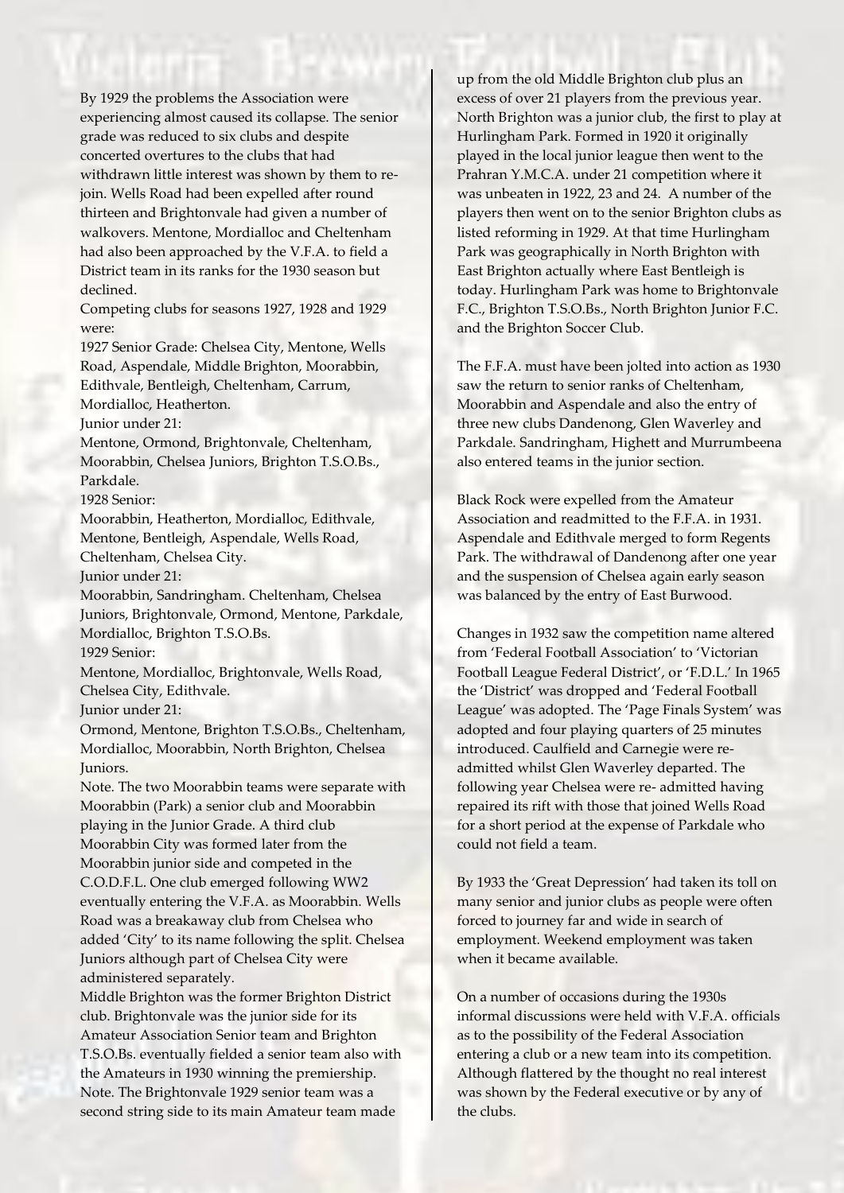By 1929 the problems the Association were experiencing almost caused its collapse. The senior grade was reduced to six clubs and despite concerted overtures to the clubs that had withdrawn little interest was shown by them to re-join. Wells Road had been expelled after round thirteen and Brightonvale had given a number of walkovers. Mentone, Mordialloc and Cheltenham had also been approached by the V.F.A. to field a District team in its ranks for the 1930 season but declined.

Competing clubs for seasons 1927, 1928 and 1929 were:

1927 Senior Grade: Chelsea City, Mentone, Wells Road, Aspendale, Middle Brighton, Moorabbin, Edithvale, Bentleigh, Cheltenham, Carrum, Mordialloc, Heatherton.

Junior under 21:

Mentone, Ormond, Brightonvale, Cheltenham, Moorabbin, Chelsea Juniors, Brighton T.S.O.Bs., Parkdale.

1928 Senior:

Moorabbin, Heatherton, Mordialloc, Edithvale, Mentone, Bentleigh, Aspendale, Wells Road, Cheltenham, Chelsea City.

Junior under 21:

Moorabbin, Sandringham. Cheltenham, Chelsea Juniors, Brightonvale, Ormond, Mentone, Parkdale, Mordialloc, Brighton T.S.O.Bs.

1929 Senior:

Mentone, Mordialloc, Brightonvale, Wells Road, Chelsea City, Edithvale.

Junior under 21:

Ormond, Mentone, Brighton T.S.O.Bs., Cheltenham, Mordialloc, Moorabbin, North Brighton, Chelsea Juniors.

Note. The two Moorabbin teams were separate with Moorabbin (Park) a senior club and Moorabbin playing in the Junior Grade. A third club Moorabbin City was formed later from the Moorabbin junior side and competed in the C.O.D.F.L. One club emerged following WW2 eventually entering the V.F.A. as Moorabbin. Wells Road was a breakaway club from Chelsea who added 'City' to its name following the split. Chelsea Juniors although part of Chelsea City were administered separately.

Middle Brighton was the former Brighton District club. Brightonvale was the junior side for its Amateur Association Senior team and Brighton T.S.O.Bs. eventually fielded a senior team also with the Amateurs in 1930 winning the premiership.

Note. The Brightonvale 1929 senior team was a second string side to its main Amateur team made up from the old Middle Brighton club plus an excess of over 21 players from the previous year. North Brighton was a junior club, the first to play at Hurlingham Park. Formed in 1920 it originally played in the local junior league then went to the Prahran Y.M.C.A. under 21 competition where it was unbeaten in 1922, 23 and 24. A number of the players then went on to the senior Brighton clubs as listed reforming in 1929. At that time Hurlingham Park was geographically in North Brighton with East Brighton actually where East Bentleigh is today. Hurlingham Park was home to Brightonvale F.C., Brighton T.S.O.Bs., North Brighton Junior F.C. and the Brighton Soccer Club.

The F.F.A. must have been jolted into action as 1930 saw the return to senior ranks of Cheltenham, Moorabbin and Aspendale and also the entry of three new clubs Dandenong, Glen Waverley and Parkdale. Sandringham, Highett and Murrumbeena also entered teams in the junior section.

Black Rock were expelled from the Amateur Association and readmitted to the F.F.A. in 1931. Aspendale and Edithvale merged to form Regents Park. The withdrawal of Dandenong after one year and the suspension of Chelsea again early season was balanced by the entry of East Burwood.

Changes in 1932 saw the competition name altered from 'Federal Football Association' to 'Victorian Football League Federal District', or 'F.D.L.' In 1965 the 'District' was dropped and 'Federal Football League' was adopted. The 'Page Finals System' was adopted and four playing quarters of 25 minutes introduced. Caulfield and Carnegie were re-admitted whilst Glen Waverley departed. The following year Chelsea were re- admitted having repaired its rift with those that joined Wells Road for a short period at the expense of Parkdale who could not field a team.

By 1933 the 'Great Depression' had taken its toll on many senior and junior clubs as people were often forced to journey far and wide in search of employment. Weekend employment was taken when it became available.

On a number of occasions during the 1930s informal discussions were held with V.F.A. officials as to the possibility of the Federal Association entering a club or a new team into its competition. Although flattered by the thought no real interest was shown by the Federal executive or by any of the clubs.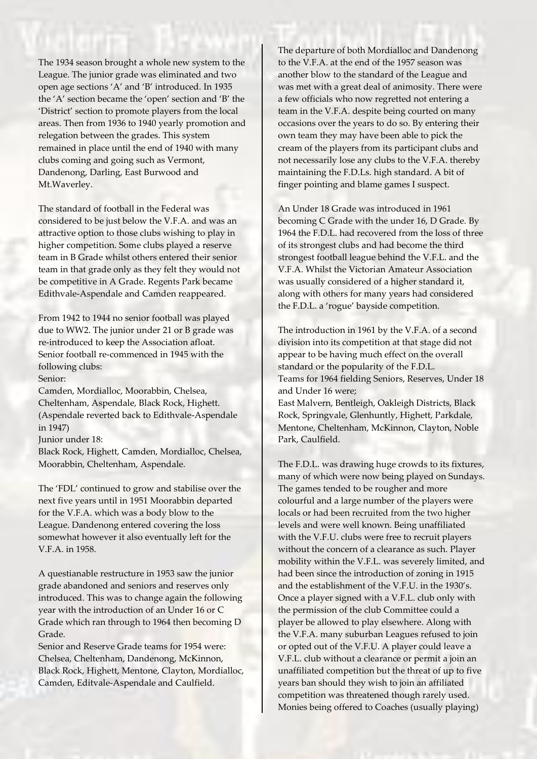The 1934 season brought a whole new system to the League. The junior grade was eliminated and two open age sections 'A' and 'B' introduced. In 1935 the 'A' section became the 'open' section and 'B' the 'District' section to promote players from the local areas. Then from 1936 to 1940 yearly promotion and relegation between the grades. This system remained in place until the end of 1940 with many clubs coming and going such as Vermont, Dandenong, Darling, East Burwood and Mt.Waverley.

The standard of football in the Federal was considered to be just below the V.F.A. and was an attractive option to those clubs wishing to play in higher competition. Some clubs played a reserve team in B Grade whilst others entered their senior team in that grade only as they felt they would not be competitive in A Grade. Regents Park became Edithvale-Aspendale and Camden reappeared.

From 1942 to 1944 no senior football was played due to WW2. The junior under 21 or B grade was re-introduced to keep the Association afloat. Senior football re-commenced in 1945 with the following clubs:

Senior:
Camden, Mordialloc, Moorabbin, Chelsea, Cheltenham, Aspendale, Black Rock, Highett. (Aspendale reverted back to Edithvale-Aspendale in 1947)

Junior under 18:
Black Rock, Highett, Camden, Mordialloc, Chelsea, Moorabbin, Cheltenham, Aspendale.

The 'FDL' continued to grow and stabilise over the next five years until in 1951 Moorabbin departed for the V.F.A. which was a body blow to the League. Dandenong entered covering the loss somewhat however it also eventually left for the V.F.A. in 1958.

A questianable restructure in 1953 saw the junior grade abandoned and seniors and reserves only introduced. This was to change again the following year with the introduction of an Under 16 or C Grade which ran through to 1964 then becoming D Grade.

Senior and Reserve Grade teams for 1954 were:
Chelsea, Cheltenham, Dandenong, McKinnon, Black Rock, Highett, Mentone, Clayton, Mordialloc, Camden, Editvale-Aspendale and Caulfield.

The departure of both Mordialloc and Dandenong to the V.F.A. at the end of the 1957 season was another blow to the standard of the League and was met with a great deal of animosity. There were a few officials who now regretted not entering a team in the V.F.A. despite being courted on many occasions over the years to do so. By entering their own team they may have been able to pick the cream of the players from its participant clubs and not necessarily lose any clubs to the V.F.A. thereby maintaining the F.D.Ls. high standard. A bit of finger pointing and blame games I suspect.

An Under 18 Grade was introduced in 1961 becoming C Grade with the under 16, D Grade. By 1964 the F.D.L. had recovered from the loss of three of its strongest clubs and had become the third strongest football league behind the V.F.L. and the V.F.A. Whilst the Victorian Amateur Association was usually considered of a higher standard it, along with others for many years had considered the F.D.L. a 'rogue' bayside competition.

The introduction in 1961 by the V.F.A. of a second division into its competition at that stage did not appear to be having much effect on the overall standard or the popularity of the F.D.L.

Teams for 1964 fielding Seniors, Reserves, Under 18 and Under 16 were;
East Malvern, Bentleigh, Oakleigh Districts, Black Rock, Springvale, Glenhuntly, Highett, Parkdale, Mentone, Cheltenham, McKinnon, Clayton, Noble Park, Caulfield.

The F.D.L. was drawing huge crowds to its fixtures, many of which were now being played on Sundays. The games tended to be rougher and more colourful and a large number of the players were locals or had been recruited from the two higher levels and were well known. Being unaffiliated with the V.F.U. clubs were free to recruit players without the concern of a clearance as such. Player mobility within the V.F.L. was severely limited, and had been since the introduction of zoning in 1915 and the establishment of the V.F.U. in the 1930's. Once a player signed with a V.F.L. club only with the permission of the club Committee could a player be allowed to play elsewhere. Along with the V.F.A. many suburban Leagues refused to join or opted out of the V.F.U. A player could leave a V.F.L. club without a clearance or permit a join an unaffiliated competition but the threat of up to five years ban should they wish to join an affiliated competition was threatened though rarely used. Monies being offered to Coaches (usually playing)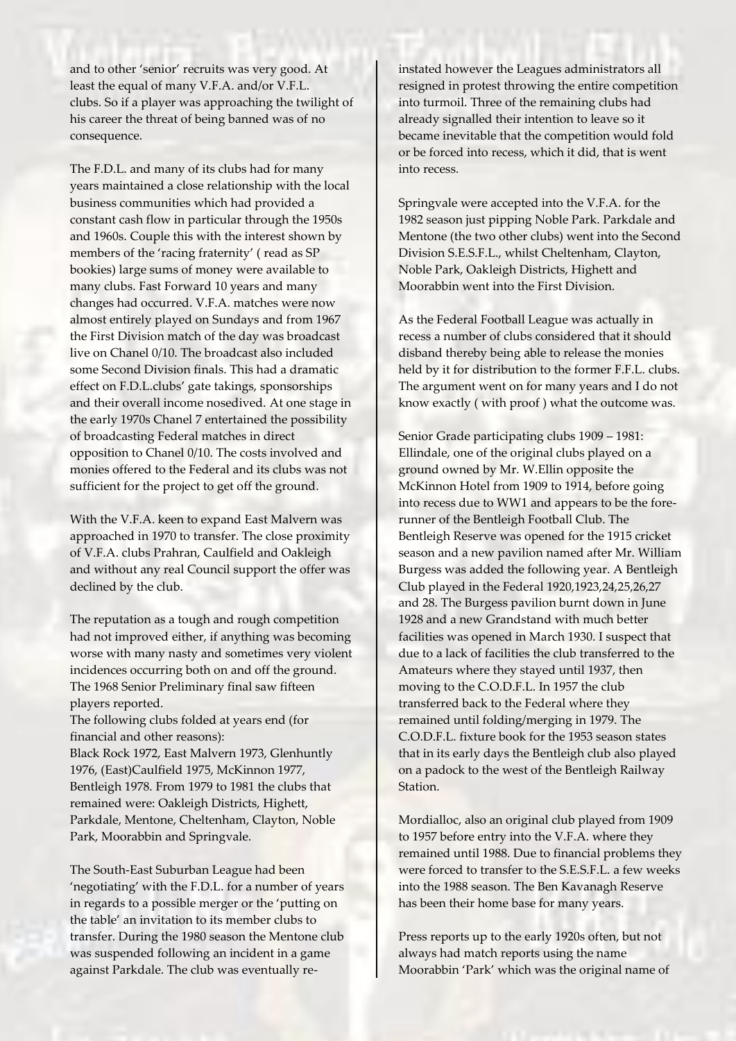and to other 'senior' recruits was very good. At least the equal of many V.F.A. and/or V.F.L. clubs. So if a player was approaching the twilight of his career the threat of being banned was of no consequence.

The F.D.L. and many of its clubs had for many years maintained a close relationship with the local business communities which had provided a constant cash flow in particular through the 1950s and 1960s. Couple this with the interest shown by members of the 'racing fraternity' ( read as SP bookies) large sums of money were available to many clubs. Fast Forward 10 years and many changes had occurred. V.F.A. matches were now almost entirely played on Sundays and from 1967 the First Division match of the day was broadcast live on Chanel 0/10. The broadcast also included some Second Division finals. This had a dramatic effect on F.D.L.clubs' gate takings, sponsorships and their overall income nosedived. At one stage in the early 1970s Chanel 7 entertained the possibility of broadcasting Federal matches in direct opposition to Chanel 0/10. The costs involved and monies offered to the Federal and its clubs was not sufficient for the project to get off the ground.

With the V.F.A. keen to expand East Malvern was approached in 1970 to transfer. The close proximity of V.F.A. clubs Prahran, Caulfield and Oakleigh and without any real Council support the offer was declined by the club.

The reputation as a tough and rough competition had not improved either, if anything was becoming worse with many nasty and sometimes very violent incidences occurring both on and off the ground. The 1968 Senior Preliminary final saw fifteen players reported.
The following clubs folded at years end (for financial and other reasons):
Black Rock 1972, East Malvern 1973, Glenhuntly 1976, (East)Caulfield 1975, McKinnon 1977, Bentleigh 1978. From 1979 to 1981 the clubs that remained were: Oakleigh Districts, Highett, Parkdale, Mentone, Cheltenham, Clayton, Noble Park, Moorabbin and Springvale.

The South-East Suburban League had been 'negotiating' with the F.D.L. for a number of years in regards to a possible merger or the 'putting on the table' an invitation to its member clubs to transfer. During the 1980 season the Mentone club was suspended following an incident in a game against Parkdale. The club was eventually re-instated however the Leagues administrators all resigned in protest throwing the entire competition into turmoil. Three of the remaining clubs had already signalled their intention to leave so it became inevitable that the competition would fold or be forced into recess, which it did, that is went into recess.

Springvale were accepted into the V.F.A. for the 1982 season just pipping Noble Park. Parkdale and Mentone (the two other clubs) went into the Second Division S.E.S.F.L., whilst Cheltenham, Clayton, Noble Park, Oakleigh Districts, Highett and Moorabbin went into the First Division.

As the Federal Football League was actually in recess a number of clubs considered that it should disband thereby being able to release the monies held by it for distribution to the former F.F.L. clubs. The argument went on for many years and I do not know exactly ( with proof ) what the outcome was.

Senior Grade participating clubs 1909 – 1981:
Ellindale, one of the original clubs played on a ground owned by Mr. W.Ellin opposite the McKinnon Hotel from 1909 to 1914, before going into recess due to WW1 and appears to be the fore-runner of the Bentleigh Football Club. The Bentleigh Reserve was opened for the 1915 cricket season and a new pavilion named after Mr. William Burgess was added the following year. A Bentleigh Club played in the Federal 1920,1923,24,25,26,27 and 28. The Burgess pavilion burnt down in June 1928 and a new Grandstand with much better facilities was opened in March 1930. I suspect that due to a lack of facilities the club transferred to the Amateurs where they stayed until 1937, then moving to the C.O.D.F.L. In 1957 the club transferred back to the Federal where they remained until folding/merging in 1979. The C.O.D.F.L. fixture book for the 1953 season states that in its early days the Bentleigh club also played on a padock to the west of the Bentleigh Railway Station.

Mordialloc, also an original club played from 1909 to 1957 before entry into the V.F.A. where they remained until 1988. Due to financial problems they were forced to transfer to the S.E.S.F.L. a few weeks into the 1988 season. The Ben Kavanagh Reserve has been their home base for many years.

Press reports up to the early 1920s often, but not always had match reports using the name Moorabbin 'Park' which was the original name of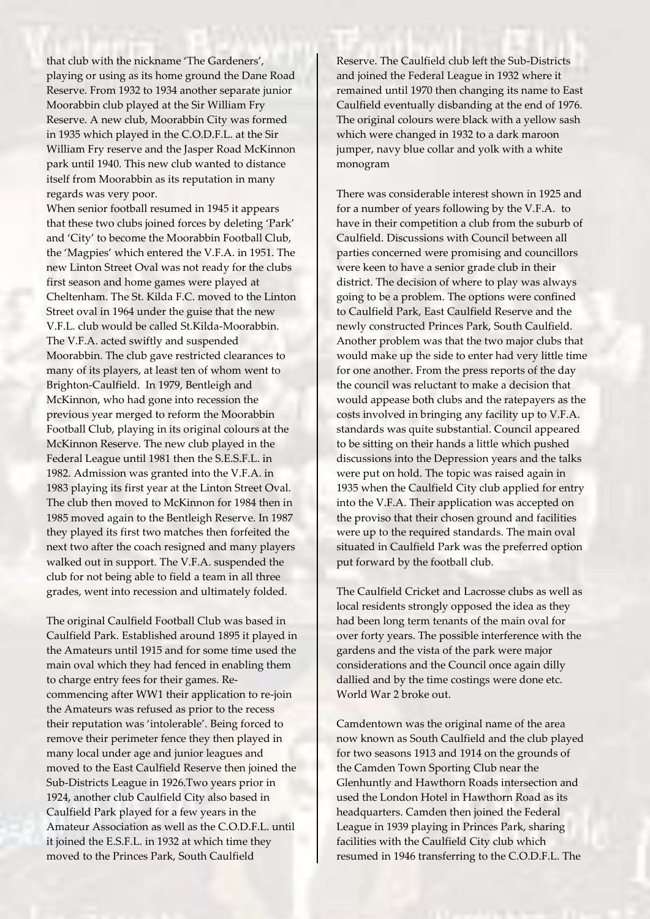that club with the nickname 'The Gardeners', playing or using as its home ground the Dane Road Reserve. From 1932 to 1934 another separate junior Moorabbin club played at the Sir William Fry Reserve. A new club, Moorabbin City was formed in 1935 which played in the C.O.D.F.L. at the Sir William Fry reserve and the Jasper Road McKinnon park until 1940. This new club wanted to distance itself from Moorabbin as its reputation in many regards was very poor.

When senior football resumed in 1945 it appears that these two clubs joined forces by deleting 'Park' and 'City' to become the Moorabbin Football Club, the 'Magpies' which entered the V.F.A. in 1951. The new Linton Street Oval was not ready for the clubs first season and home games were played at Cheltenham. The St. Kilda F.C. moved to the Linton Street oval in 1964 under the guise that the new V.F.L. club would be called St.Kilda-Moorabbin. The V.F.A. acted swiftly and suspended Moorabbin. The club gave restricted clearances to many of its players, at least ten of whom went to Brighton-Caulfield. In 1979, Bentleigh and McKinnon, who had gone into recession the previous year merged to reform the Moorabbin Football Club, playing in its original colours at the McKinnon Reserve. The new club played in the Federal League until 1981 then the S.E.S.F.L. in 1982. Admission was granted into the V.F.A. in 1983 playing its first year at the Linton Street Oval. The club then moved to McKinnon for 1984 then in 1985 moved again to the Bentleigh Reserve. In 1987 they played its first two matches then forfeited the next two after the coach resigned and many players walked out in support. The V.F.A. suspended the club for not being able to field a team in all three grades, went into recession and ultimately folded.

The original Caulfield Football Club was based in Caulfield Park. Established around 1895 it played in the Amateurs until 1915 and for some time used the main oval which they had fenced in enabling them to charge entry fees for their games. Re-commencing after WW1 their application to re-join the Amateurs was refused as prior to the recess their reputation was 'intolerable'. Being forced to remove their perimeter fence they then played in many local under age and junior leagues and moved to the East Caulfield Reserve then joined the Sub-Districts League in 1926.Two years prior in 1924, another club Caulfield City also based in Caulfield Park played for a few years in the Amateur Association as well as the C.O.D.F.L. until it joined the E.S.F.L. in 1932 at which time they moved to the Princes Park, South Caulfield Reserve. The Caulfield club left the Sub-Districts and joined the Federal League in 1932 where it remained until 1970 then changing its name to East Caulfield eventually disbanding at the end of 1976. The original colours were black with a yellow sash which were changed in 1932 to a dark maroon jumper, navy blue collar and yolk with a white monogram

There was considerable interest shown in 1925 and for a number of years following by the V.F.A. to have in their competition a club from the suburb of Caulfield. Discussions with Council between all parties concerned were promising and councillors were keen to have a senior grade club in their district. The decision of where to play was always going to be a problem. The options were confined to Caulfield Park, East Caulfield Reserve and the newly constructed Princes Park, South Caulfield. Another problem was that the two major clubs that would make up the side to enter had very little time for one another. From the press reports of the day the council was reluctant to make a decision that would appease both clubs and the ratepayers as the costs involved in bringing any facility up to V.F.A. standards was quite substantial. Council appeared to be sitting on their hands a little which pushed discussions into the Depression years and the talks were put on hold. The topic was raised again in 1935 when the Caulfield City club applied for entry into the V.F.A. Their application was accepted on the proviso that their chosen ground and facilities were up to the required standards. The main oval situated in Caulfield Park was the preferred option put forward by the football club.

The Caulfield Cricket and Lacrosse clubs as well as local residents strongly opposed the idea as they had been long term tenants of the main oval for over forty years. The possible interference with the gardens and the vista of the park were major considerations and the Council once again dilly dallied and by the time costings were done etc. World War 2 broke out.

Camdentown was the original name of the area now known as South Caulfield and the club played for two seasons 1913 and 1914 on the grounds of the Camden Town Sporting Club near the Glenhuntly and Hawthorn Roads intersection and used the London Hotel in Hawthorn Road as its headquarters. Camden then joined the Federal League in 1939 playing in Princes Park, sharing facilities with the Caulfield City club which resumed in 1946 transferring to the C.O.D.F.L. The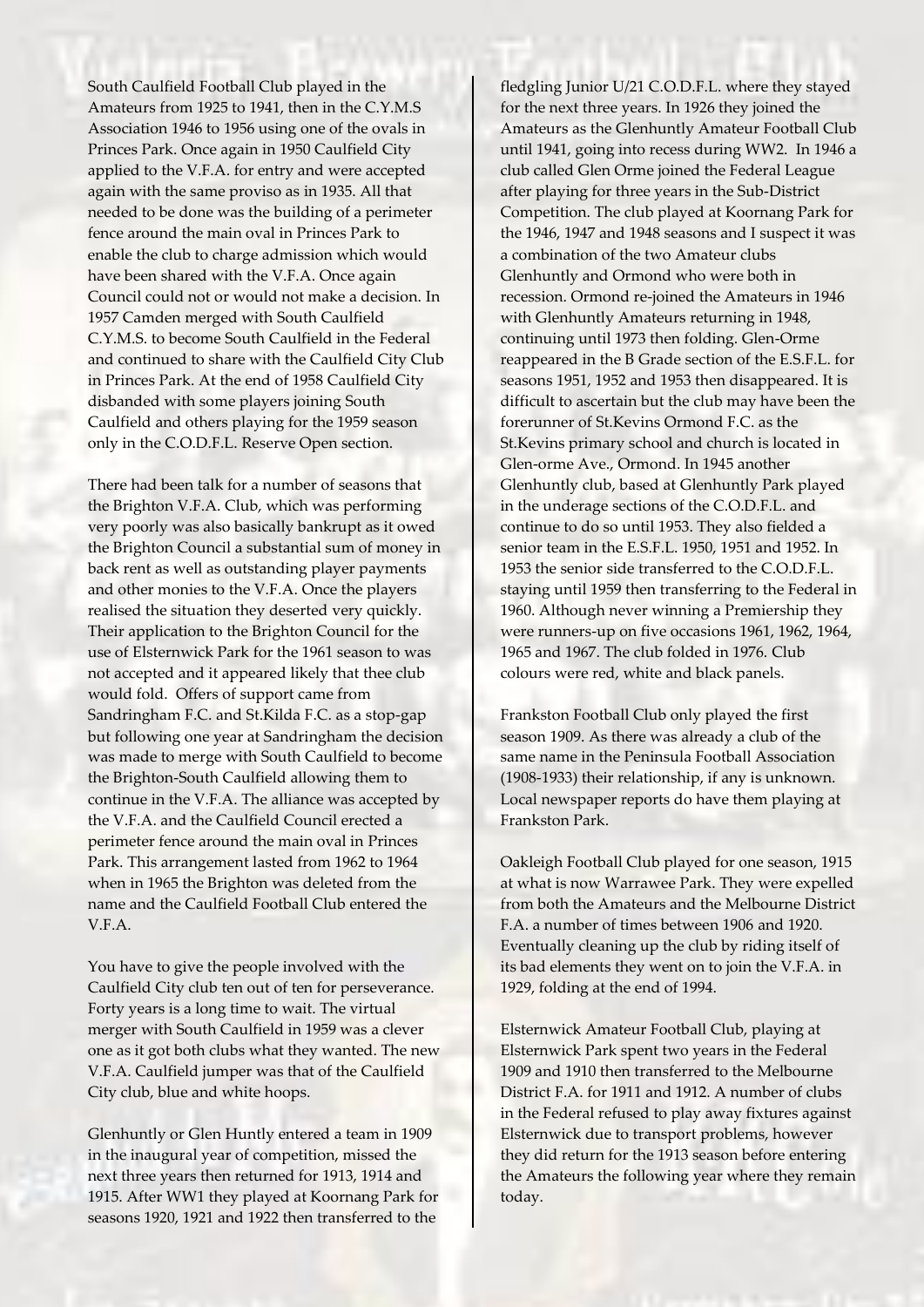South Caulfield Football Club played in the Amateurs from 1925 to 1941, then in the C.Y.M.S Association 1946 to 1956 using one of the ovals in Princes Park. Once again in 1950 Caulfield City applied to the V.F.A. for entry and were accepted again with the same proviso as in 1935. All that needed to be done was the building of a perimeter fence around the main oval in Princes Park to enable the club to charge admission which would have been shared with the V.F.A. Once again Council could not or would not make a decision. In 1957 Camden merged with South Caulfield C.Y.M.S. to become South Caulfield in the Federal and continued to share with the Caulfield City Club in Princes Park. At the end of 1958 Caulfield City disbanded with some players joining South Caulfield and others playing for the 1959 season only in the C.O.D.F.L. Reserve Open section.

There had been talk for a number of seasons that the Brighton V.F.A. Club, which was performing very poorly was also basically bankrupt as it owed the Brighton Council a substantial sum of money in back rent as well as outstanding player payments and other monies to the V.F.A. Once the players realised the situation they deserted very quickly. Their application to the Brighton Council for the use of Elsternwick Park for the 1961 season to was not accepted and it appeared likely that thee club would fold. Offers of support came from Sandringham F.C. and St.Kilda F.C. as a stop-gap but following one year at Sandringham the decision was made to merge with South Caulfield to become the Brighton-South Caulfield allowing them to continue in the V.F.A. The alliance was accepted by the V.F.A. and the Caulfield Council erected a perimeter fence around the main oval in Princes Park. This arrangement lasted from 1962 to 1964 when in 1965 the Brighton was deleted from the name and the Caulfield Football Club entered the V.F.A.

You have to give the people involved with the Caulfield City club ten out of ten for perseverance. Forty years is a long time to wait. The virtual merger with South Caulfield in 1959 was a clever one as it got both clubs what they wanted. The new V.F.A. Caulfield jumper was that of the Caulfield City club, blue and white hoops.

Glenhuntly or Glen Huntly entered a team in 1909 in the inaugural year of competition, missed the next three years then returned for 1913, 1914 and 1915. After WW1 they played at Koornang Park for seasons 1920, 1921 and 1922 then transferred to the fledgling Junior U/21 C.O.D.F.L. where they stayed for the next three years. In 1926 they joined the Amateurs as the Glenhuntly Amateur Football Club until 1941, going into recess during WW2. In 1946 a club called Glen Orme joined the Federal League after playing for three years in the Sub-District Competition. The club played at Koornang Park for the 1946, 1947 and 1948 seasons and I suspect it was a combination of the two Amateur clubs Glenhuntly and Ormond who were both in recession. Ormond re-joined the Amateurs in 1946 with Glenhuntly Amateurs returning in 1948, continuing until 1973 then folding. Glen-Orme reappeared in the B Grade section of the E.S.F.L. for seasons 1951, 1952 and 1953 then disappeared. It is difficult to ascertain but the club may have been the forerunner of St.Kevins Ormond F.C. as the St.Kevins primary school and church is located in Glen-orme Ave., Ormond. In 1945 another Glenhuntly club, based at Glenhuntly Park played in the underage sections of the C.O.D.F.L. and continue to do so until 1953. They also fielded a senior team in the E.S.F.L. 1950, 1951 and 1952. In 1953 the senior side transferred to the C.O.D.F.L. staying until 1959 then transferring to the Federal in 1960. Although never winning a Premiership they were runners-up on five occasions 1961, 1962, 1964, 1965 and 1967. The club folded in 1976. Club colours were red, white and black panels.

Frankston Football Club only played the first season 1909. As there was already a club of the same name in the Peninsula Football Association (1908-1933) their relationship, if any is unknown. Local newspaper reports do have them playing at Frankston Park.

Oakleigh Football Club played for one season, 1915 at what is now Warrawee Park. They were expelled from both the Amateurs and the Melbourne District F.A. a number of times between 1906 and 1920. Eventually cleaning up the club by riding itself of its bad elements they went on to join the V.F.A. in 1929, folding at the end of 1994.

Elsternwick Amateur Football Club, playing at Elsternwick Park spent two years in the Federal 1909 and 1910 then transferred to the Melbourne District F.A. for 1911 and 1912. A number of clubs in the Federal refused to play away fixtures against Elsternwick due to transport problems, however they did return for the 1913 season before entering the Amateurs the following year where they remain today.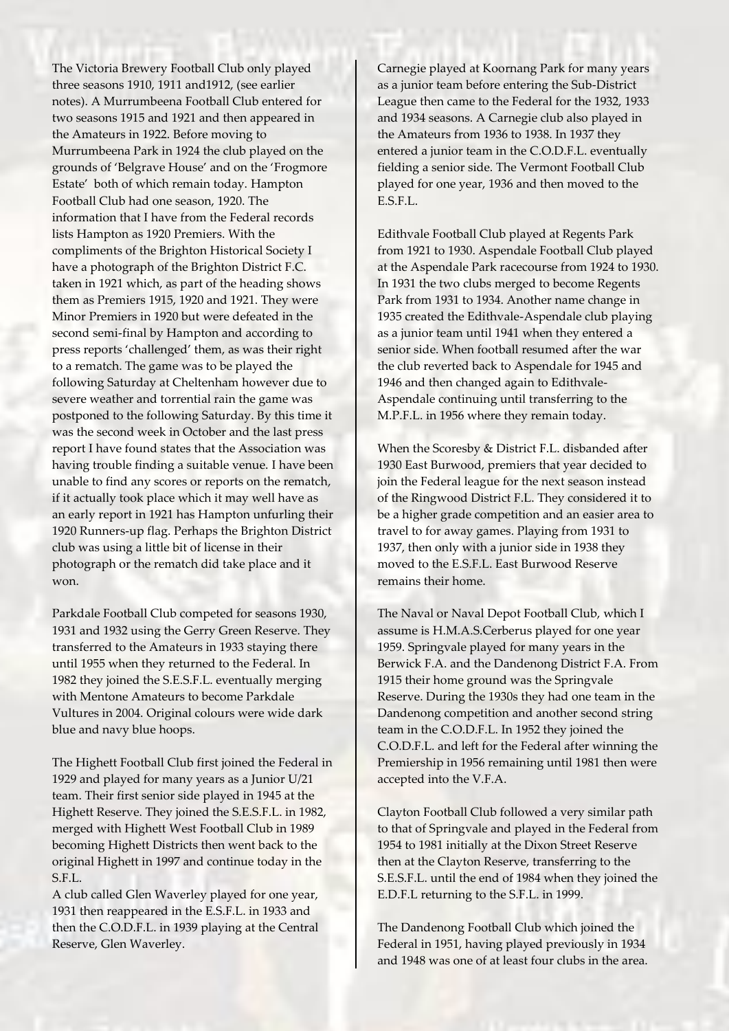The Victoria Brewery Football Club only played three seasons 1910, 1911 and1912, (see earlier notes). A Murrumbeena Football Club entered for two seasons 1915 and 1921 and then appeared in the Amateurs in 1922. Before moving to Murrumbeena Park in 1924 the club played on the grounds of 'Belgrave House' and on the 'Frogmore Estate' both of which remain today. Hampton Football Club had one season, 1920. The information that I have from the Federal records lists Hampton as 1920 Premiers. With the compliments of the Brighton Historical Society I have a photograph of the Brighton District F.C. taken in 1921 which, as part of the heading shows them as Premiers 1915, 1920 and 1921. They were Minor Premiers in 1920 but were defeated in the second semi-final by Hampton and according to press reports 'challenged' them, as was their right to a rematch. The game was to be played the following Saturday at Cheltenham however due to severe weather and torrential rain the game was postponed to the following Saturday. By this time it was the second week in October and the last press report I have found states that the Association was having trouble finding a suitable venue. I have been unable to find any scores or reports on the rematch, if it actually took place which it may well have as an early report in 1921 has Hampton unfurling their 1920 Runners-up flag. Perhaps the Brighton District club was using a little bit of license in their photograph or the rematch did take place and it won.

Parkdale Football Club competed for seasons 1930, 1931 and 1932 using the Gerry Green Reserve. They transferred to the Amateurs in 1933 staying there until 1955 when they returned to the Federal. In 1982 they joined the S.E.S.F.L. eventually merging with Mentone Amateurs to become Parkdale Vultures in 2004. Original colours were wide dark blue and navy blue hoops.

The Highett Football Club first joined the Federal in 1929 and played for many years as a Junior U/21 team. Their first senior side played in 1945 at the Highett Reserve. They joined the S.E.S.F.L. in 1982, merged with Highett West Football Club in 1989 becoming Highett Districts then went back to the original Highett in 1997 and continue today in the S.F.L.
A club called Glen Waverley played for one year, 1931 then reappeared in the E.S.F.L. in 1933 and then the C.O.D.F.L. in 1939 playing at the Central Reserve, Glen Waverley.

Carnegie played at Koornang Park for many years as a junior team before entering the Sub-District League then came to the Federal for the 1932, 1933 and 1934 seasons. A Carnegie club also played in the Amateurs from 1936 to 1938. In 1937 they entered a junior team in the C.O.D.F.L. eventually fielding a senior side. The Vermont Football Club played for one year, 1936 and then moved to the E.S.F.L.

Edithvale Football Club played at Regents Park from 1921 to 1930. Aspendale Football Club played at the Aspendale Park racecourse from 1924 to 1930. In 1931 the two clubs merged to become Regents Park from 1931 to 1934. Another name change in 1935 created the Edithvale-Aspendale club playing as a junior team until 1941 when they entered a senior side. When football resumed after the war the club reverted back to Aspendale for 1945 and 1946 and then changed again to Edithvale-Aspendale continuing until transferring to the M.P.F.L. in 1956 where they remain today.

When the Scoresby & District F.L. disbanded after 1930 East Burwood, premiers that year decided to join the Federal league for the next season instead of the Ringwood District F.L. They considered it to be a higher grade competition and an easier area to travel to for away games. Playing from 1931 to 1937, then only with a junior side in 1938 they moved to the E.S.F.L. East Burwood Reserve remains their home.

The Naval or Naval Depot Football Club, which I assume is H.M.A.S.Cerberus played for one year 1959. Springvale played for many years in the Berwick F.A. and the Dandenong District F.A. From 1915 their home ground was the Springvale Reserve. During the 1930s they had one team in the Dandenong competition and another second string team in the C.O.D.F.L. In 1952 they joined the C.O.D.F.L. and left for the Federal after winning the Premiership in 1956 remaining until 1981 then were accepted into the V.F.A.

Clayton Football Club followed a very similar path to that of Springvale and played in the Federal from 1954 to 1981 initially at the Dixon Street Reserve then at the Clayton Reserve, transferring to the S.E.S.F.L. until the end of 1984 when they joined the E.D.F.L returning to the S.F.L. in 1999.

The Dandenong Football Club which joined the Federal in 1951, having played previously in 1934 and 1948 was one of at least four clubs in the area.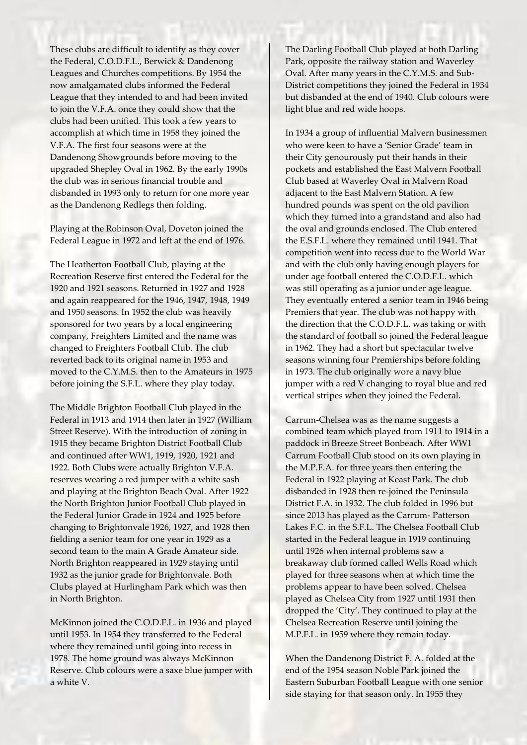These clubs are difficult to identify as they cover the Federal, C.O.D.F.L., Berwick & Dandenong Leagues and Churches competitions. By 1954 the now amalgamated clubs informed the Federal League that they intended to and had been invited to join the V.F.A. once they could show that the clubs had been unified. This took a few years to accomplish at which time in 1958 they joined the V.F.A. The first four seasons were at the Dandenong Showgrounds before moving to the upgraded Shepley Oval in 1962. By the early 1990s the club was in serious financial trouble and disbanded in 1993 only to return for one more year as the Dandenong Redlegs then folding.

Playing at the Robinson Oval, Doveton joined the Federal League in 1972 and left at the end of 1976.

The Heatherton Football Club, playing at the Recreation Reserve first entered the Federal for the 1920 and 1921 seasons. Returned in 1927 and 1928 and again reappeared for the 1946, 1947, 1948, 1949 and 1950 seasons. In 1952 the club was heavily sponsored for two years by a local engineering company, Freighters Limited and the name was changed to Freighters Football Club. The club reverted back to its original name in 1953 and moved to the C.Y.M.S. then to the Amateurs in 1975 before joining the S.F.L. where they play today.

The Middle Brighton Football Club played in the Federal in 1913 and 1914 then later in 1927 (William Street Reserve). With the introduction of zoning in 1915 they became Brighton District Football Club and continued after WW1, 1919, 1920, 1921 and 1922. Both Clubs were actually Brighton V.F.A. reserves wearing a red jumper with a white sash and playing at the Brighton Beach Oval. After 1922 the North Brighton Junior Football Club played in the Federal Junior Grade in 1924 and 1925 before changing to Brightonvale 1926, 1927, and 1928 then fielding a senior team for one year in 1929 as a second team to the main A Grade Amateur side. North Brighton reappeared in 1929 staying until 1932 as the junior grade for Brightonvale. Both Clubs played at Hurlingham Park which was then in North Brighton.

McKinnon joined the C.O.D.F.L. in 1936 and played until 1953. In 1954 they transferred to the Federal where they remained until going into recess in 1978. The home ground was always McKinnon Reserve. Club colours were a saxe blue jumper with a white V.

The Darling Football Club played at both Darling Park, opposite the railway station and Waverley Oval. After many years in the C.Y.M.S. and Sub-District competitions they joined the Federal in 1934 but disbanded at the end of 1940. Club colours were light blue and red wide hoops.

In 1934 a group of influential Malvern businessmen who were keen to have a 'Senior Grade' team in their City genourously put their hands in their pockets and established the East Malvern Football Club based at Waverley Oval in Malvern Road adjacent to the East Malvern Station. A few hundred pounds was spent on the old pavilion which they turned into a grandstand and also had the oval and grounds enclosed. The Club entered the E.S.F.L. where they remained until 1941. That competition went into recess due to the World War and with the club only having enough players for under age football entered the C.O.D.F.L. which was still operating as a junior under age league. They eventually entered a senior team in 1946 being Premiers that year. The club was not happy with the direction that the C.O.D.F.L. was taking or with the standard of football so joined the Federal league in 1962. They had a short but spectacular twelve seasons winning four Premierships before folding in 1973. The club originally wore a navy blue jumper with a red V changing to royal blue and red vertical stripes when they joined the Federal.

Carrum-Chelsea was as the name suggests a combined team which played from 1911 to 1914 in a paddock in Breeze Street Bonbeach. After WW1 Carrum Football Club stood on its own playing in the M.P.F.A. for three years then entering the Federal in 1922 playing at Keast Park. The club disbanded in 1928 then re-joined the Peninsula District F.A. in 1932. The club folded in 1996 but since 2013 has played as the Carrum- Patterson Lakes F.C. in the S.F.L. The Chelsea Football Club started in the Federal league in 1919 continuing until 1926 when internal problems saw a breakaway club formed called Wells Road which played for three seasons when at which time the problems appear to have been solved. Chelsea played as Chelsea City from 1927 until 1931 then dropped the 'City'. They continued to play at the Chelsea Recreation Reserve until joining the M.P.F.L. in 1959 where they remain today.

When the Dandenong District F. A. folded at the end of the 1954 season Noble Park joined the Eastern Suburban Football League with one senior side staying for that season only. In 1955 they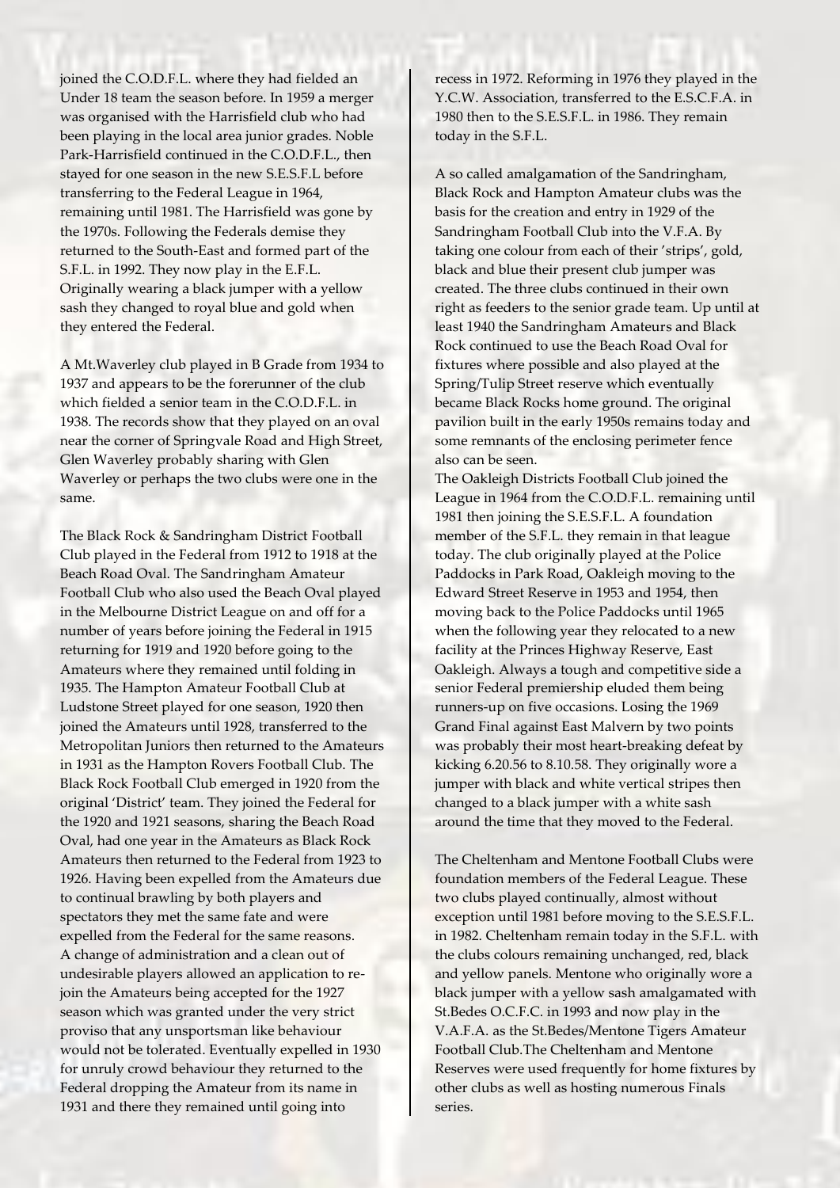joined the C.O.D.F.L. where they had fielded an Under 18 team the season before. In 1959 a merger was organised with the Harrisfield club who had been playing in the local area junior grades. Noble Park-Harrisfield continued in the C.O.D.F.L., then stayed for one season in the new S.E.S.F.L before transferring to the Federal League in 1964, remaining until 1981. The Harrisfield was gone by the 1970s. Following the Federals demise they returned to the South-East and formed part of the S.F.L. in 1992. They now play in the E.F.L. Originally wearing a black jumper with a yellow sash they changed to royal blue and gold when they entered the Federal.

A Mt.Waverley club played in B Grade from 1934 to 1937 and appears to be the forerunner of the club which fielded a senior team in the C.O.D.F.L. in 1938. The records show that they played on an oval near the corner of Springvale Road and High Street, Glen Waverley probably sharing with Glen Waverley or perhaps the two clubs were one in the same.

The Black Rock & Sandringham District Football Club played in the Federal from 1912 to 1918 at the Beach Road Oval. The Sandringham Amateur Football Club who also used the Beach Oval played in the Melbourne District League on and off for a number of years before joining the Federal in 1915 returning for 1919 and 1920 before going to the Amateurs where they remained until folding in 1935. The Hampton Amateur Football Club at Ludstone Street played for one season, 1920 then joined the Amateurs until 1928, transferred to the Metropolitan Juniors then returned to the Amateurs in 1931 as the Hampton Rovers Football Club. The Black Rock Football Club emerged in 1920 from the original 'District' team. They joined the Federal for the 1920 and 1921 seasons, sharing the Beach Road Oval, had one year in the Amateurs as Black Rock Amateurs then returned to the Federal from 1923 to 1926. Having been expelled from the Amateurs due to continual brawling by both players and spectators they met the same fate and were expelled from the Federal for the same reasons. A change of administration and a clean out of undesirable players allowed an application to re-join the Amateurs being accepted for the 1927 season which was granted under the very strict proviso that any unsportsman like behaviour would not be tolerated. Eventually expelled in 1930 for unruly crowd behaviour they returned to the Federal dropping the Amateur from its name in 1931 and there they remained until going into recess in 1972. Reforming in 1976 they played in the Y.C.W. Association, transferred to the E.S.C.F.A. in 1980 then to the S.E.S.F.L. in 1986. They remain today in the S.F.L.

A so called amalgamation of the Sandringham, Black Rock and Hampton Amateur clubs was the basis for the creation and entry in 1929 of the Sandringham Football Club into the V.F.A. By taking one colour from each of their 'strips', gold, black and blue their present club jumper was created. The three clubs continued in their own right as feeders to the senior grade team. Up until at least 1940 the Sandringham Amateurs and Black Rock continued to use the Beach Road Oval for fixtures where possible and also played at the Spring/Tulip Street reserve which eventually became Black Rocks home ground. The original pavilion built in the early 1950s remains today and some remnants of the enclosing perimeter fence also can be seen.

The Oakleigh Districts Football Club joined the League in 1964 from the C.O.D.F.L. remaining until 1981 then joining the S.E.S.F.L. A foundation member of the S.F.L. they remain in that league today. The club originally played at the Police Paddocks in Park Road, Oakleigh moving to the Edward Street Reserve in 1953 and 1954, then moving back to the Police Paddocks until 1965 when the following year they relocated to a new facility at the Princes Highway Reserve, East Oakleigh. Always a tough and competitive side a senior Federal premiership eluded them being runners-up on five occasions. Losing the 1969 Grand Final against East Malvern by two points was probably their most heart-breaking defeat by kicking 6.20.56 to 8.10.58. They originally wore a jumper with black and white vertical stripes then changed to a black jumper with a white sash around the time that they moved to the Federal.

The Cheltenham and Mentone Football Clubs were foundation members of the Federal League. These two clubs played continually, almost without exception until 1981 before moving to the S.E.S.F.L. in 1982. Cheltenham remain today in the S.F.L. with the clubs colours remaining unchanged, red, black and yellow panels. Mentone who originally wore a black jumper with a yellow sash amalgamated with St.Bedes O.C.F.C. in 1993 and now play in the V.A.F.A. as the St.Bedes/Mentone Tigers Amateur Football Club.The Cheltenham and Mentone Reserves were used frequently for home fixtures by other clubs as well as hosting numerous Finals series.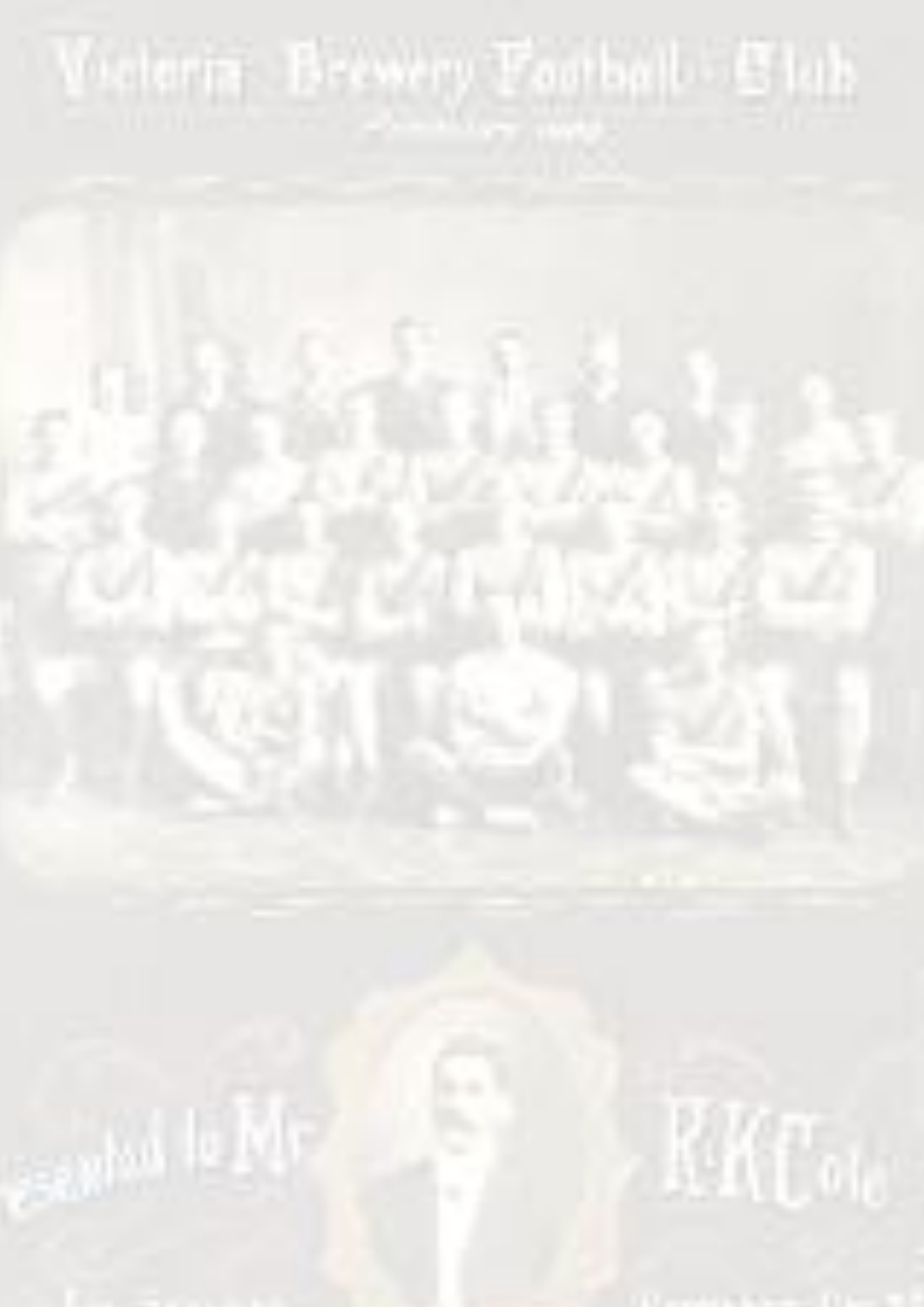Victoria Brewery Football Club

…ted to Mr R.K. Cole